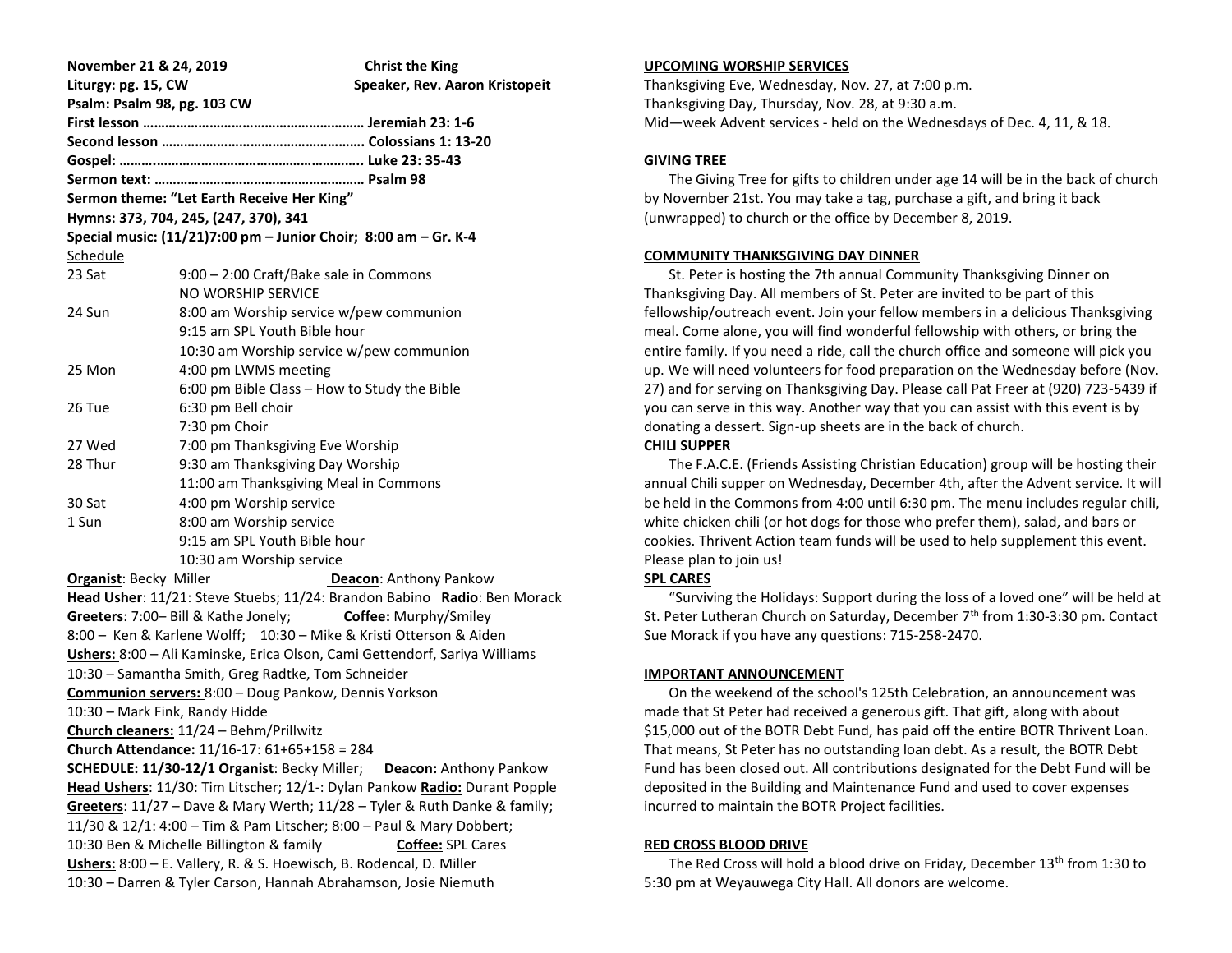**November 21 & 24, 2019** **Christ the King**

**Liturgy: pg. 15, CW** **Speaker, Rev. Aaron Kristopeit**

**Psalm: Psalm 98, pg. 103 CW**

**First lesson …………………………………………………. Jeremiah 23: 1-6**

**Second lesson ……………………………………………… Colossians 1: 13-20**

**Gospel: ……..……………………………………………….. Luke 23: 35-43**

**Sermon text: ………………………………………………… Psalm 98**

**Sermon theme: "Let Earth Receive Her King"**

**Hymns: 373, 704, 245, (247, 370), 341**

**Special music: (11/21)7:00 pm – Junior Choir; 8:00 am – Gr. K-4**

Schedule

| | |
|---|---|
| 23 Sat | 9:00 – 2:00 Craft/Bake sale in Commons |
| | NO WORSHIP SERVICE |
| 24 Sun | 8:00 am Worship service w/pew communion |
| | 9:15 am SPL Youth Bible hour |
| | 10:30 am Worship service w/pew communion |
| 25 Mon | 4:00 pm LWMS meeting |
| | 6:00 pm Bible Class – How to Study the Bible |
| 26 Tue | 6:30 pm Bell choir |
| | 7:30 pm Choir |
| 27 Wed | 7:00 pm Thanksgiving Eve Worship |
| 28 Thur | 9:30 am Thanksgiving Day Worship |
| | 11:00 am Thanksgiving Meal in Commons |
| 30 Sat | 4:00 pm Worship service |
| 1 Sun | 8:00 am Worship service |
| | 9:15 am SPL Youth Bible hour |
| | 10:30 am Worship service |

**Organist**: Becky Miller **Deacon**: Anthony Pankow

**Head Usher**: 11/21: Steve Stuebs; 11/24: Brandon Babino **Radio**: Ben Morack

**Greeters**: 7:00– Bill & Kathe Jonely; **Coffee:** Murphy/Smiley

8:00 – Ken & Karlene Wolff; 10:30 – Mike & Kristi Otterson & Aiden

**Ushers:** 8:00 – Ali Kaminske, Erica Olson, Cami Gettendorf, Sariya Williams

10:30 – Samantha Smith, Greg Radtke, Tom Schneider

**Communion servers:** 8:00 – Doug Pankow, Dennis Yorkson

10:30 – Mark Fink, Randy Hidde

**Church cleaners:** 11/24 – Behm/Prillwitz

**Church Attendance:** 11/16-17: 61+65+158 = 284

**SCHEDULE: 11/30-12/1 Organist**: Becky Miller; **Deacon:** Anthony Pankow

**Head Ushers**: 11/30: Tim Litscher; 12/1-: Dylan Pankow **Radio:** Durant Popple

**Greeters**: 11/27 – Dave & Mary Werth; 11/28 – Tyler & Ruth Danke & family;

11/30 & 12/1: 4:00 – Tim & Pam Litscher; 8:00 – Paul & Mary Dobbert;

10:30 Ben & Michelle Billington & family **Coffee:** SPL Cares

**Ushers:** 8:00 – E. Vallery, R. & S. Hoewisch, B. Rodencal, D. Miller

10:30 – Darren & Tyler Carson, Hannah Abrahamson, Josie Niemuth

**UPCOMING WORSHIP SERVICES**

Thanksgiving Eve, Wednesday, Nov. 27, at 7:00 p.m.

Thanksgiving Day, Thursday, Nov. 28, at 9:30 a.m.

Mid—week Advent services - held on the Wednesdays of Dec. 4, 11, & 18.

**GIVING TREE**

The Giving Tree for gifts to children under age 14 will be in the back of church by November 21st. You may take a tag, purchase a gift, and bring it back (unwrapped) to church or the office by December 8, 2019.

**COMMUNITY THANKSGIVING DAY DINNER**

St. Peter is hosting the 7th annual Community Thanksgiving Dinner on Thanksgiving Day. All members of St. Peter are invited to be part of this fellowship/outreach event. Join your fellow members in a delicious Thanksgiving meal. Come alone, you will find wonderful fellowship with others, or bring the entire family. If you need a ride, call the church office and someone will pick you up. We will need volunteers for food preparation on the Wednesday before (Nov. 27) and for serving on Thanksgiving Day. Please call Pat Freer at (920) 723-5439 if you can serve in this way. Another way that you can assist with this event is by donating a dessert. Sign-up sheets are in the back of church.

**CHILI SUPPER**

The F.A.C.E. (Friends Assisting Christian Education) group will be hosting their annual Chili supper on Wednesday, December 4th, after the Advent service. It will be held in the Commons from 4:00 until 6:30 pm. The menu includes regular chili, white chicken chili (or hot dogs for those who prefer them), salad, and bars or cookies. Thrivent Action team funds will be used to help supplement this event. Please plan to join us!

**SPL CARES**

"Surviving the Holidays: Support during the loss of a loved one" will be held at St. Peter Lutheran Church on Saturday, December 7th from 1:30-3:30 pm. Contact Sue Morack if you have any questions: 715-258-2470.

**IMPORTANT ANNOUNCEMENT**

On the weekend of the school's 125th Celebration, an announcement was made that St Peter had received a generous gift. That gift, along with about $15,000 out of the BOTR Debt Fund, has paid off the entire BOTR Thrivent Loan. That means, St Peter has no outstanding loan debt. As a result, the BOTR Debt Fund has been closed out. All contributions designated for the Debt Fund will be deposited in the Building and Maintenance Fund and used to cover expenses incurred to maintain the BOTR Project facilities.

**RED CROSS BLOOD DRIVE**

The Red Cross will hold a blood drive on Friday, December 13th from 1:30 to 5:30 pm at Weyauwega City Hall. All donors are welcome.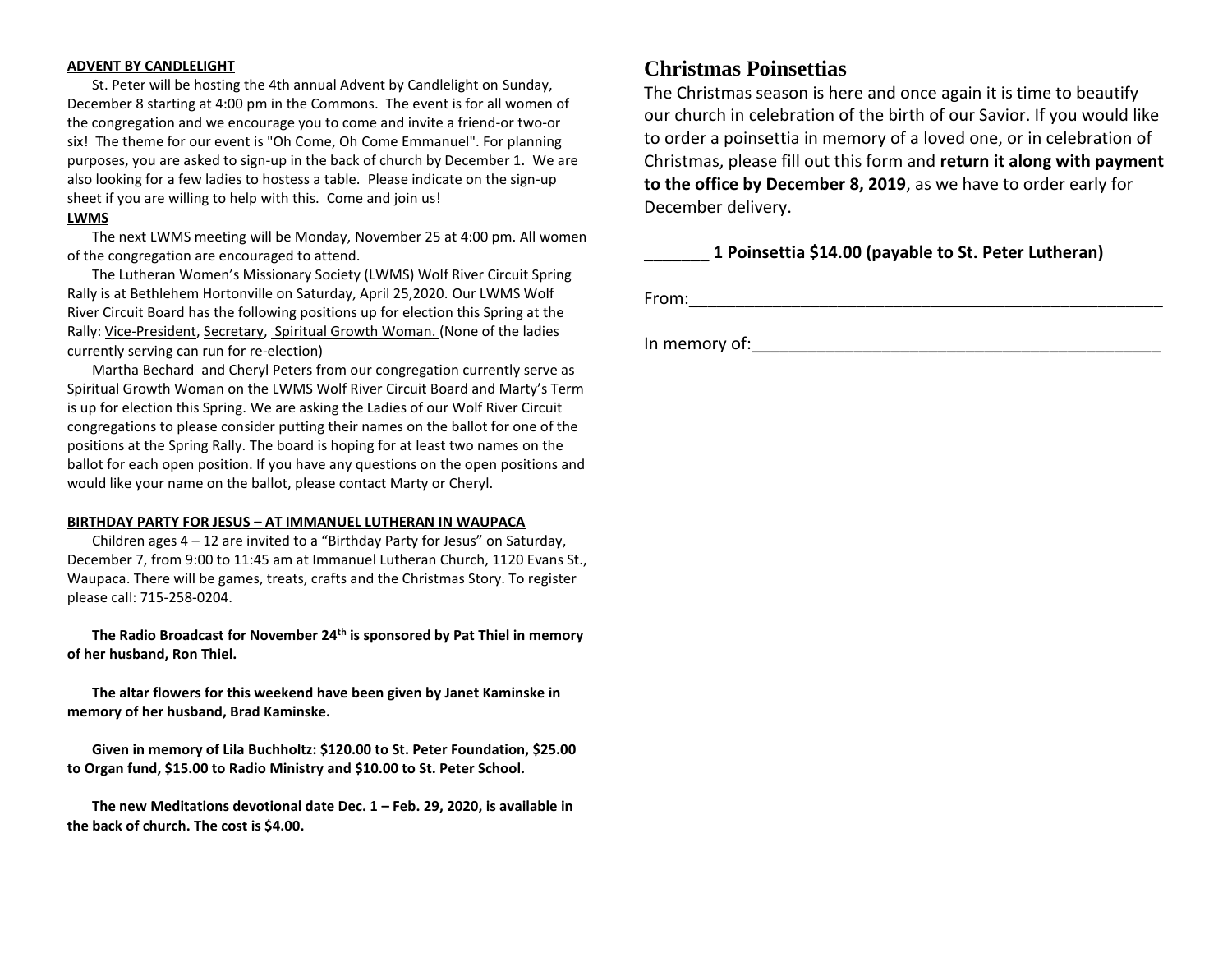**ADVENT BY CANDLELIGHT**

St. Peter will be hosting the 4th annual Advent by Candlelight on Sunday, December 8 starting at 4:00 pm in the Commons. The event is for all women of the congregation and we encourage you to come and invite a friend-or two-or six! The theme for our event is "Oh Come, Oh Come Emmanuel". For planning purposes, you are asked to sign-up in the back of church by December 1. We are also looking for a few ladies to hostess a table. Please indicate on the sign-up sheet if you are willing to help with this. Come and join us!

**LWMS**

The next LWMS meeting will be Monday, November 25 at 4:00 pm. All women of the congregation are encouraged to attend.

The Lutheran Women's Missionary Society (LWMS) Wolf River Circuit Spring Rally is at Bethlehem Hortonville on Saturday, April 25,2020. Our LWMS Wolf River Circuit Board has the following positions up for election this Spring at the Rally: Vice-President, Secretary, Spiritual Growth Woman. (None of the ladies currently serving can run for re-election)

Martha Bechard and Cheryl Peters from our congregation currently serve as Spiritual Growth Woman on the LWMS Wolf River Circuit Board and Marty's Term is up for election this Spring. We are asking the Ladies of our Wolf River Circuit congregations to please consider putting their names on the ballot for one of the positions at the Spring Rally. The board is hoping for at least two names on the ballot for each open position. If you have any questions on the open positions and would like your name on the ballot, please contact Marty or Cheryl.

**BIRTHDAY PARTY FOR JESUS – AT IMMANUEL LUTHERAN IN WAUPACA**

Children ages 4 – 12 are invited to a "Birthday Party for Jesus" on Saturday, December 7, from 9:00 to 11:45 am at Immanuel Lutheran Church, 1120 Evans St., Waupaca. There will be games, treats, crafts and the Christmas Story. To register please call: 715-258-0204.

**The Radio Broadcast for November 24th is sponsored by Pat Thiel in memory of her husband, Ron Thiel.**

**The altar flowers for this weekend have been given by Janet Kaminske in memory of her husband, Brad Kaminske.**

**Given in memory of Lila Buchholtz: $120.00 to St. Peter Foundation, $25.00 to Organ fund, $15.00 to Radio Ministry and $10.00 to St. Peter School.**

**The new Meditations devotional date Dec. 1 – Feb. 29, 2020, is available in the back of church. The cost is $4.00.**

# Christmas Poinsettias

The Christmas season is here and once again it is time to beautify our church in celebration of the birth of our Savior. If you would like to order a poinsettia in memory of a loved one, or in celebration of Christmas, please fill out this form and **return it along with payment to the office by December 8, 2019**, as we have to order early for December delivery.

_______ **1 Poinsettia $14.00 (payable to St. Peter Lutheran)**

From:_____________________________________________________

In memory of:_____________________________________________